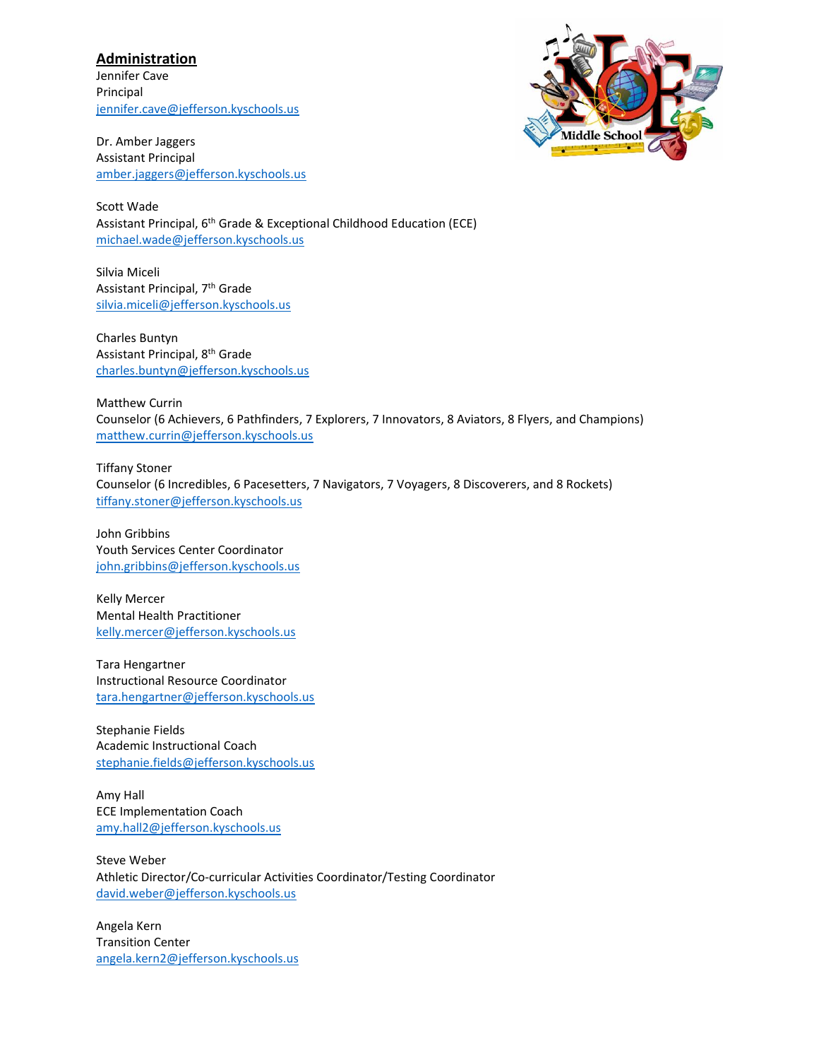## Administration

Jennifer Cave
Principal
jennifer.cave@jefferson.kyschools.us

Dr. Amber Jaggers
Assistant Principal
amber.jaggers@jefferson.kyschools.us

Scott Wade
Assistant Principal, 6th Grade & Exceptional Childhood Education (ECE)
michael.wade@jefferson.kyschools.us

Silvia Miceli
Assistant Principal, 7th Grade
silvia.miceli@jefferson.kyschools.us

Charles Buntyn
Assistant Principal, 8th Grade
charles.buntyn@jefferson.kyschools.us

Matthew Currin
Counselor (6 Achievers, 6 Pathfinders, 7 Explorers, 7 Innovators, 8 Aviators, 8 Flyers, and Champions)
matthew.currin@jefferson.kyschools.us

Tiffany Stoner
Counselor (6 Incredibles, 6 Pacesetters, 7 Navigators, 7 Voyagers, 8 Discoverers, and 8 Rockets)
tiffany.stoner@jefferson.kyschools.us

John Gribbins
Youth Services Center Coordinator
john.gribbins@jefferson.kyschools.us

Kelly Mercer
Mental Health Practitioner
kelly.mercer@jefferson.kyschools.us

Tara Hengartner
Instructional Resource Coordinator
tara.hengartner@jefferson.kyschools.us

Stephanie Fields
Academic Instructional Coach
stephanie.fields@jefferson.kyschools.us

Amy Hall
ECE Implementation Coach
amy.hall2@jefferson.kyschools.us

Steve Weber
Athletic Director/Co-curricular Activities Coordinator/Testing Coordinator
david.weber@jefferson.kyschools.us

Angela Kern
Transition Center
angela.kern2@jefferson.kyschools.us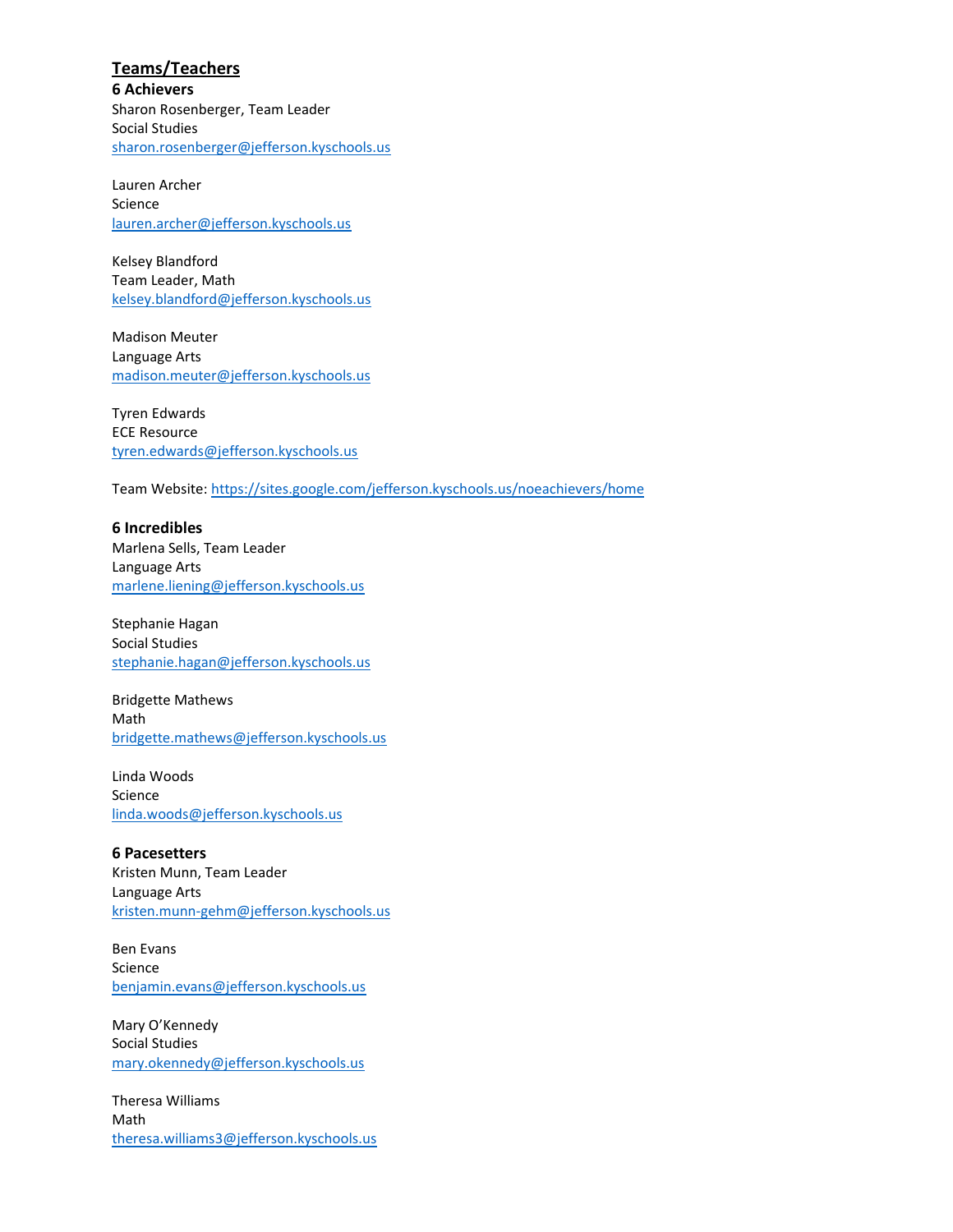## Teams/Teachers

### 6 Achievers

Sharon Rosenberger, Team Leader
Social Studies
sharon.rosenberger@jefferson.kyschools.us

Lauren Archer
Science
lauren.archer@jefferson.kyschools.us

Kelsey Blandford
Team Leader, Math
kelsey.blandford@jefferson.kyschools.us

Madison Meuter
Language Arts
madison.meuter@jefferson.kyschools.us

Tyren Edwards
ECE Resource
tyren.edwards@jefferson.kyschools.us

Team Website: https://sites.google.com/jefferson.kyschools.us/noeachievers/home

### 6 Incredibles

Marlena Sells, Team Leader
Language Arts
marlene.liening@jefferson.kyschools.us

Stephanie Hagan
Social Studies
stephanie.hagan@jefferson.kyschools.us

Bridgette Mathews
Math
bridgette.mathews@jefferson.kyschools.us

Linda Woods
Science
linda.woods@jefferson.kyschools.us

### 6 Pacesetters

Kristen Munn, Team Leader
Language Arts
kristen.munn-gehm@jefferson.kyschools.us

Ben Evans
Science
benjamin.evans@jefferson.kyschools.us

Mary O'Kennedy
Social Studies
mary.okennedy@jefferson.kyschools.us

Theresa Williams
Math
theresa.williams3@jefferson.kyschools.us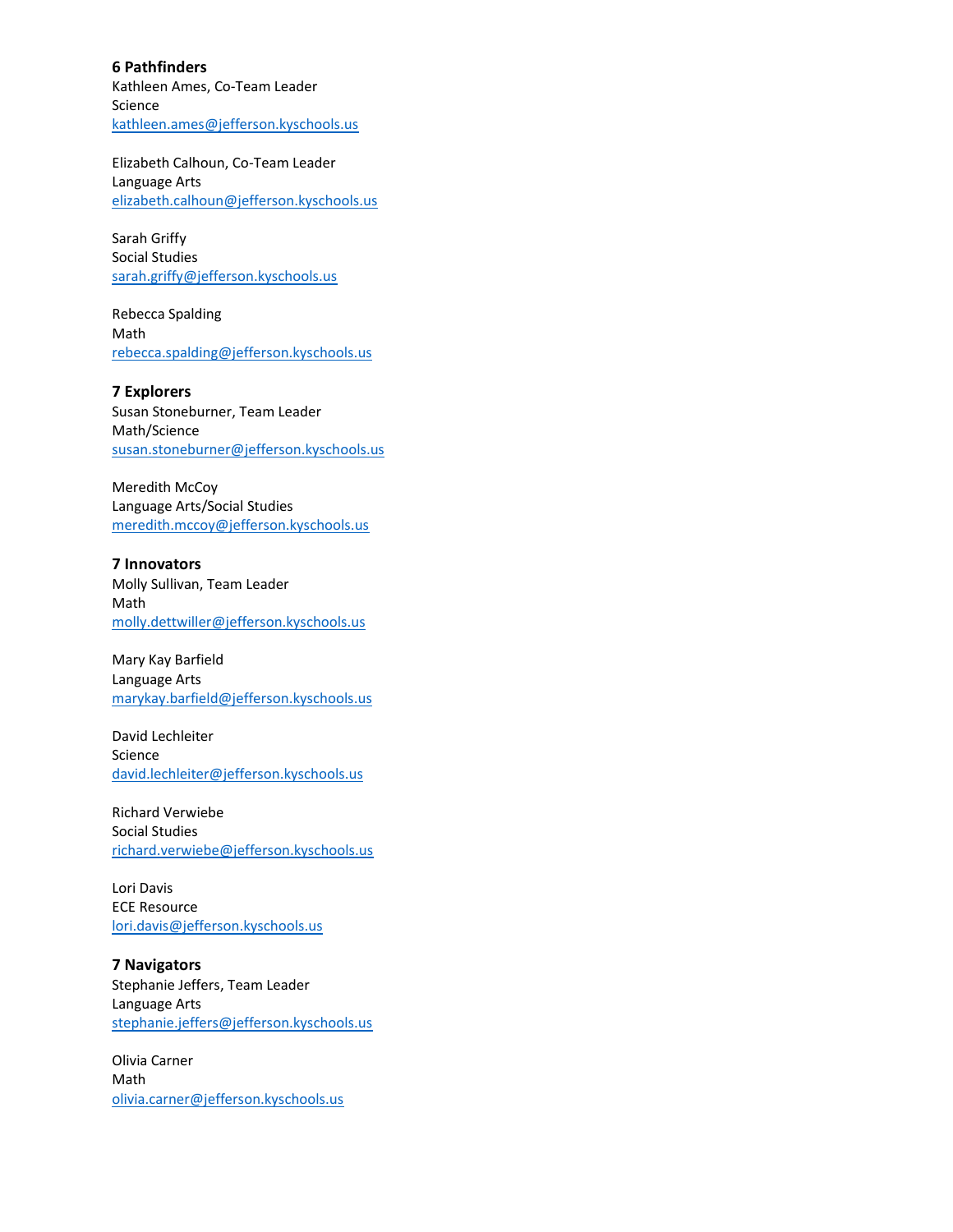**6 Pathfinders**

Kathleen Ames, Co-Team Leader
Science
kathleen.ames@jefferson.kyschools.us

Elizabeth Calhoun, Co-Team Leader
Language Arts
elizabeth.calhoun@jefferson.kyschools.us

Sarah Griffy
Social Studies
sarah.griffy@jefferson.kyschools.us

Rebecca Spalding
Math
rebecca.spalding@jefferson.kyschools.us

**7 Explorers**

Susan Stoneburner, Team Leader
Math/Science
susan.stoneburner@jefferson.kyschools.us

Meredith McCoy
Language Arts/Social Studies
meredith.mccoy@jefferson.kyschools.us

**7 Innovators**

Molly Sullivan, Team Leader
Math
molly.dettwiller@jefferson.kyschools.us

Mary Kay Barfield
Language Arts
marykay.barfield@jefferson.kyschools.us

David Lechleiter
Science
david.lechleiter@jefferson.kyschools.us

Richard Verwiebe
Social Studies
richard.verwiebe@jefferson.kyschools.us

Lori Davis
ECE Resource
lori.davis@jefferson.kyschools.us

**7 Navigators**

Stephanie Jeffers, Team Leader
Language Arts
stephanie.jeffers@jefferson.kyschools.us

Olivia Carner
Math
olivia.carner@jefferson.kyschools.us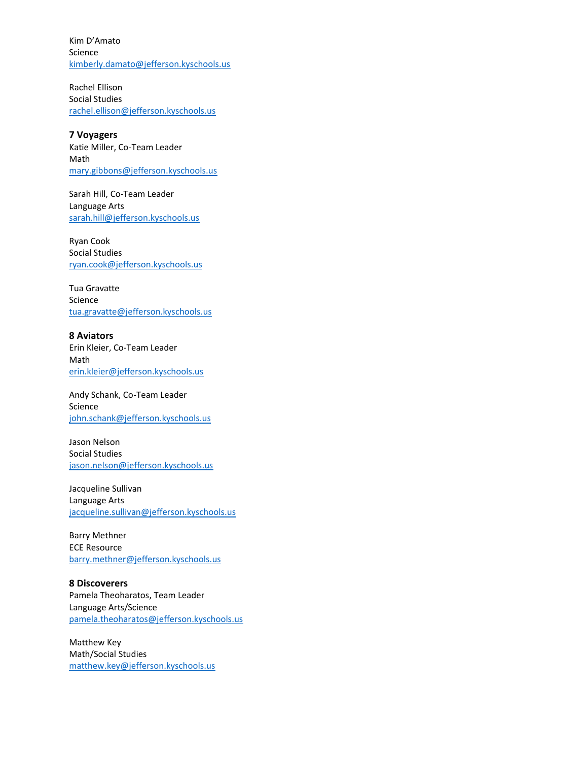Kim D'Amato
Science
[kimberly.damato@jefferson.kyschools.us](mailto:kimberly.damato@jefferson.kyschools.us)

Rachel Ellison
Social Studies
[rachel.ellison@jefferson.kyschools.us](mailto:rachel.ellison@jefferson.kyschools.us)

**7 Voyagers**
Katie Miller, Co-Team Leader
Math
[mary.gibbons@jefferson.kyschools.us](mailto:mary.gibbons@jefferson.kyschools.us)

Sarah Hill, Co-Team Leader
Language Arts
[sarah.hill@jefferson.kyschools.us](mailto:sarah.hill@jefferson.kyschools.us)

Ryan Cook
Social Studies
[ryan.cook@jefferson.kyschools.us](mailto:ryan.cook@jefferson.kyschools.us)

Tua Gravatte
Science
[tua.gravatte@jefferson.kyschools.us](mailto:tua.gravatte@jefferson.kyschools.us)

**8 Aviators**
Erin Kleier, Co-Team Leader
Math
[erin.kleier@jefferson.kyschools.us](mailto:erin.kleier@jefferson.kyschools.us)

Andy Schank, Co-Team Leader
Science
[john.schank@jefferson.kyschools.us](mailto:john.schank@jefferson.kyschools.us)

Jason Nelson
Social Studies
[jason.nelson@jefferson.kyschools.us](mailto:jason.nelson@jefferson.kyschools.us)

Jacqueline Sullivan
Language Arts
[jacqueline.sullivan@jefferson.kyschools.us](mailto:jacqueline.sullivan@jefferson.kyschools.us)

Barry Methner
ECE Resource
[barry.methner@jefferson.kyschools.us](mailto:barry.methner@jefferson.kyschools.us)

**8 Discoverers**
Pamela Theoharatos, Team Leader
Language Arts/Science
[pamela.theoharatos@jefferson.kyschools.us](mailto:pamela.theoharatos@jefferson.kyschools.us)

Matthew Key
Math/Social Studies
[matthew.key@jefferson.kyschools.us](mailto:matthew.key@jefferson.kyschools.us)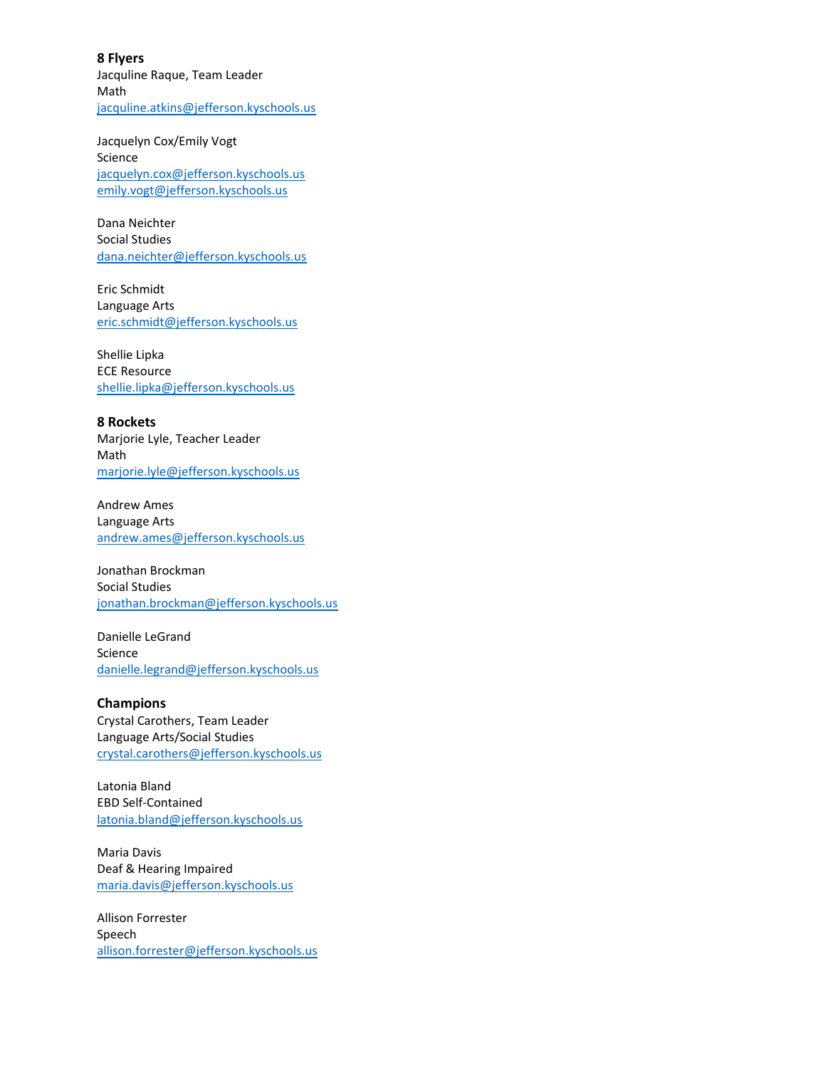**8 Flyers**
Jacquline Raque, Team Leader
Math
jacquline.atkins@jefferson.kyschools.us

Jacquelyn Cox/Emily Vogt
Science
jacquelyn.cox@jefferson.kyschools.us
emily.vogt@jefferson.kyschools.us

Dana Neichter
Social Studies
dana.neichter@jefferson.kyschools.us

Eric Schmidt
Language Arts
eric.schmidt@jefferson.kyschools.us

Shellie Lipka
ECE Resource
shellie.lipka@jefferson.kyschools.us

**8 Rockets**
Marjorie Lyle, Teacher Leader
Math
marjorie.lyle@jefferson.kyschools.us

Andrew Ames
Language Arts
andrew.ames@jefferson.kyschools.us

Jonathan Brockman
Social Studies
jonathan.brockman@jefferson.kyschools.us

Danielle LeGrand
Science
danielle.legrand@jefferson.kyschools.us

**Champions**
Crystal Carothers, Team Leader
Language Arts/Social Studies
crystal.carothers@jefferson.kyschools.us

Latonia Bland
EBD Self-Contained
latonia.bland@jefferson.kyschools.us

Maria Davis
Deaf & Hearing Impaired
maria.davis@jefferson.kyschools.us

Allison Forrester
Speech
allison.forrester@jefferson.kyschools.us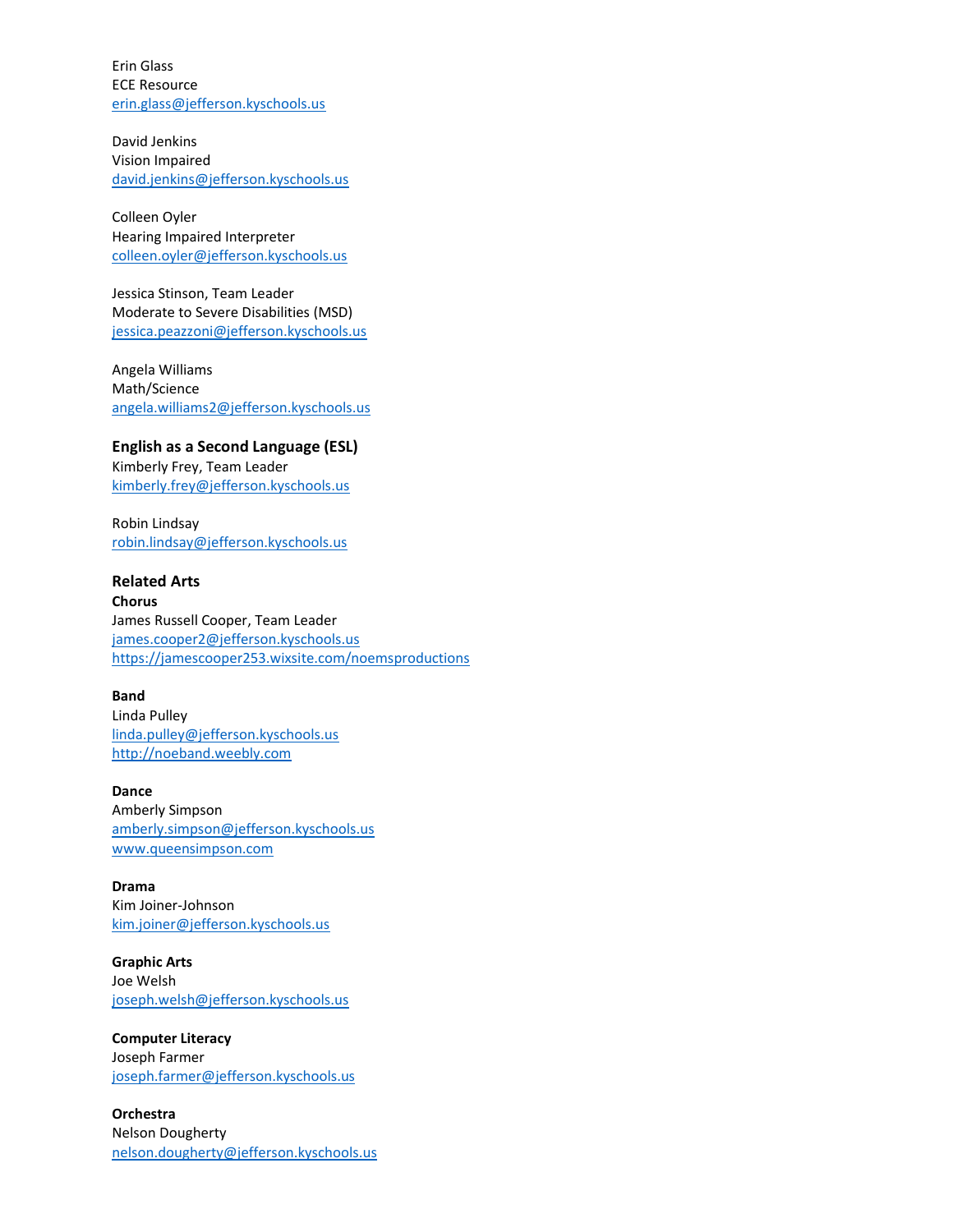Erin Glass
ECE Resource
erin.glass@jefferson.kyschools.us

David Jenkins
Vision Impaired
david.jenkins@jefferson.kyschools.us

Colleen Oyler
Hearing Impaired Interpreter
colleen.oyler@jefferson.kyschools.us

Jessica Stinson, Team Leader
Moderate to Severe Disabilities (MSD)
jessica.peazzoni@jefferson.kyschools.us

Angela Williams
Math/Science
angela.williams2@jefferson.kyschools.us

### English as a Second Language (ESL)

Kimberly Frey, Team Leader
kimberly.frey@jefferson.kyschools.us

Robin Lindsay
robin.lindsay@jefferson.kyschools.us

### Related Arts

**Chorus**
James Russell Cooper, Team Leader
james.cooper2@jefferson.kyschools.us
https://jamescooper253.wixsite.com/noemsproductions

**Band**
Linda Pulley
linda.pulley@jefferson.kyschools.us
http://noeband.weebly.com

**Dance**
Amberly Simpson
amberly.simpson@jefferson.kyschools.us
www.queensimpson.com

**Drama**
Kim Joiner-Johnson
kim.joiner@jefferson.kyschools.us

**Graphic Arts**
Joe Welsh
joseph.welsh@jefferson.kyschools.us

**Computer Literacy**
Joseph Farmer
joseph.farmer@jefferson.kyschools.us

**Orchestra**
Nelson Dougherty
nelson.dougherty@jefferson.kyschools.us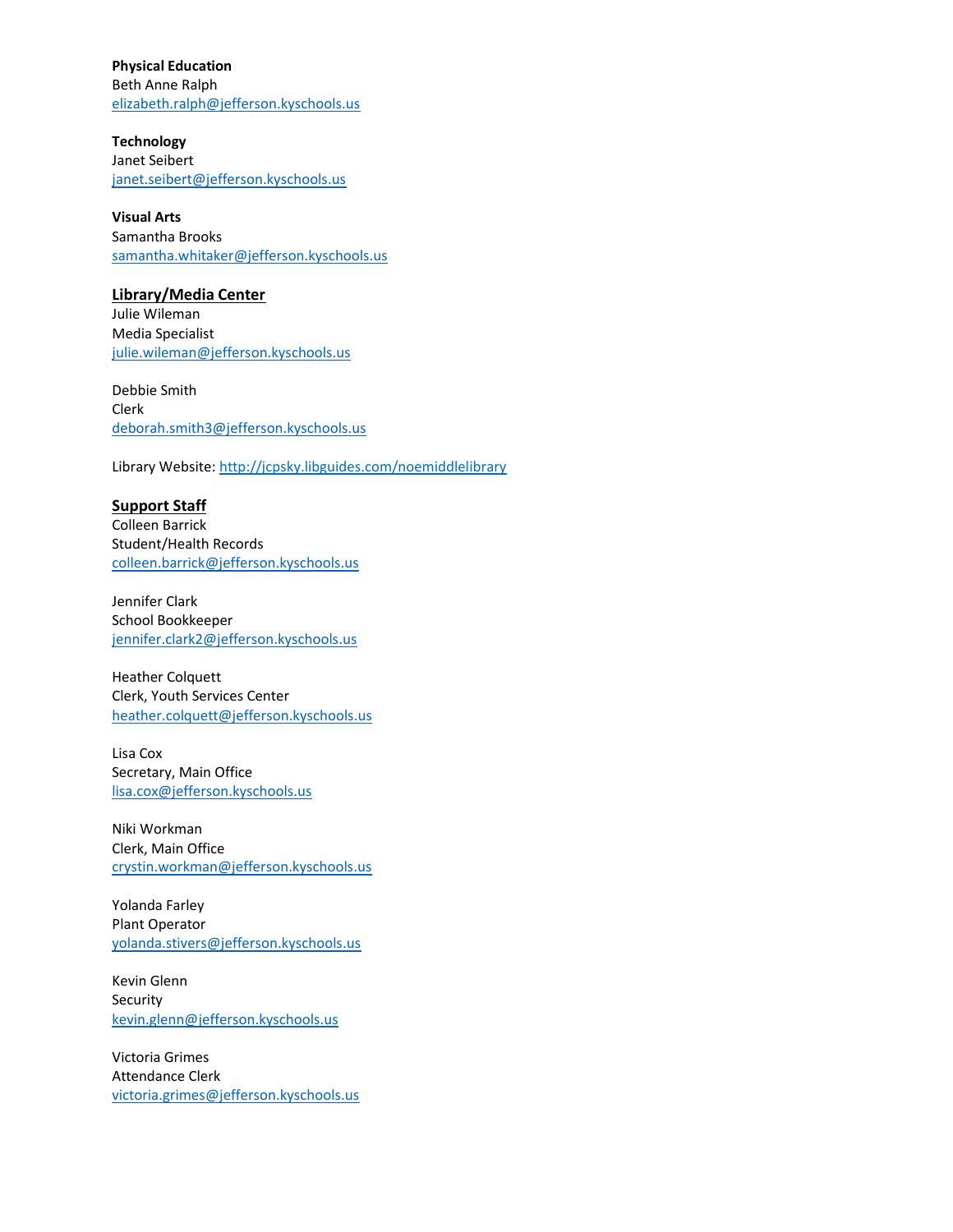**Physical Education**
Beth Anne Ralph
elizabeth.ralph@jefferson.kyschools.us

**Technology**
Janet Seibert
janet.seibert@jefferson.kyschools.us

**Visual Arts**
Samantha Brooks
samantha.whitaker@jefferson.kyschools.us

## Library/Media Center

Julie Wileman
Media Specialist
julie.wileman@jefferson.kyschools.us

Debbie Smith
Clerk
deborah.smith3@jefferson.kyschools.us

Library Website: http://jcpsky.libguides.com/noemiddlelibrary

## Support Staff

Colleen Barrick
Student/Health Records
colleen.barrick@jefferson.kyschools.us

Jennifer Clark
School Bookkeeper
jennifer.clark2@jefferson.kyschools.us

Heather Colquett
Clerk, Youth Services Center
heather.colquett@jefferson.kyschools.us

Lisa Cox
Secretary, Main Office
lisa.cox@jefferson.kyschools.us

Niki Workman
Clerk, Main Office
crystin.workman@jefferson.kyschools.us

Yolanda Farley
Plant Operator
yolanda.stivers@jefferson.kyschools.us

Kevin Glenn
Security
kevin.glenn@jefferson.kyschools.us

Victoria Grimes
Attendance Clerk
victoria.grimes@jefferson.kyschools.us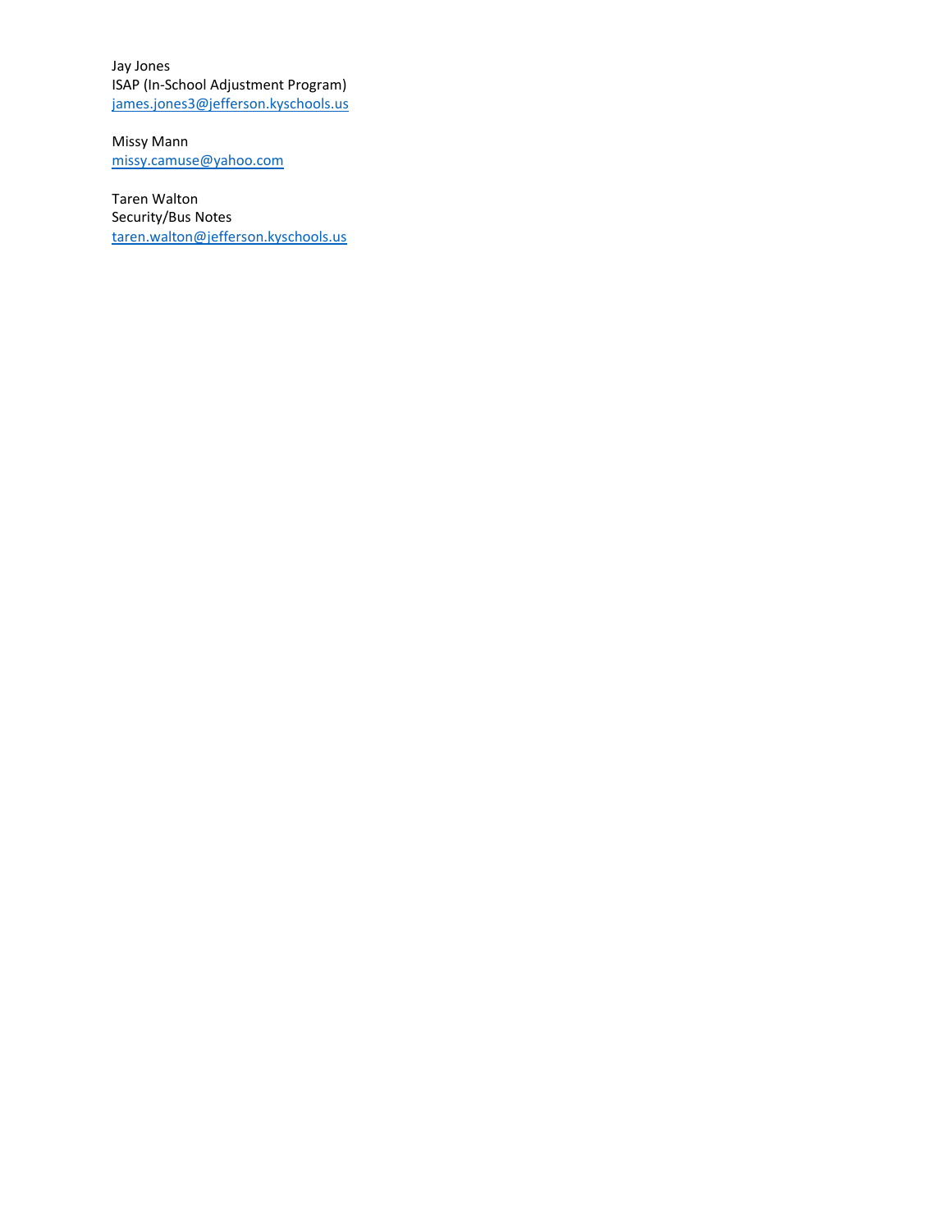Jay Jones
ISAP (In-School Adjustment Program)
james.jones3@jefferson.kyschools.us

Missy Mann
missy.camuse@yahoo.com

Taren Walton
Security/Bus Notes
taren.walton@jefferson.kyschools.us